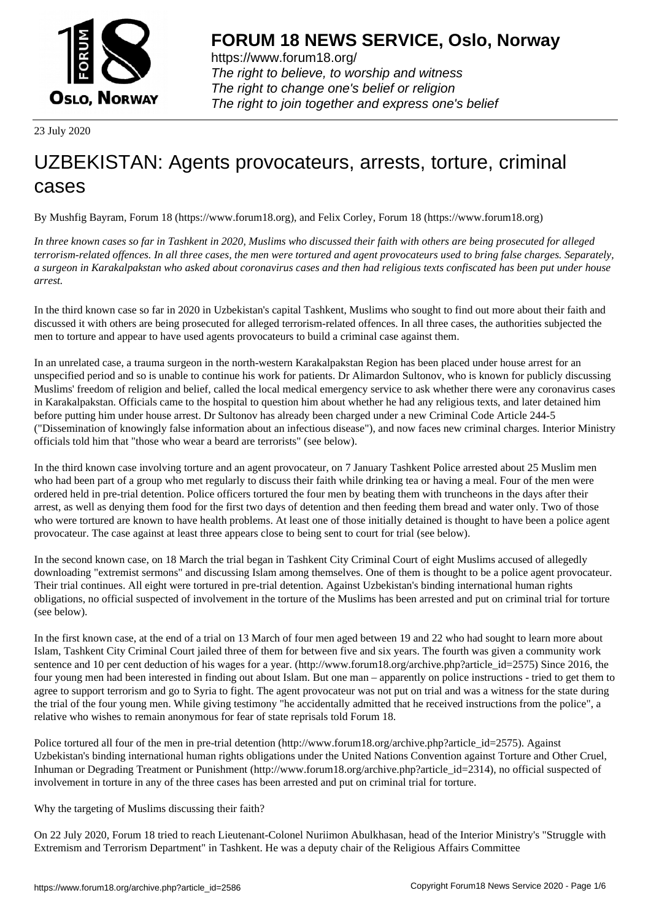# FORUM 18 NEWS SERVICE, Oslo, Norway

https://www.forum18.org/
*The right to believe, to worship and witness*
*The right to change one's belief or religion*
*The right to join together and express one's belief*

23 July 2020

# UZBEKISTAN: Agents provocateurs, arrests, torture, criminal cases

By Mushfig Bayram, Forum 18 (https://www.forum18.org), and Felix Corley, Forum 18 (https://www.forum18.org)

*In three known cases so far in Tashkent in 2020, Muslims who discussed their faith with others are being prosecuted for alleged terrorism-related offences. In all three cases, the men were tortured and agent provocateurs used to bring false charges. Separately, a surgeon in Karakalpakstan who asked about coronavirus cases and then had religious texts confiscated has been put under house arrest.*

In the third known case so far in 2020 in Uzbekistan's capital Tashkent, Muslims who sought to find out more about their faith and discussed it with others are being prosecuted for alleged terrorism-related offences. In all three cases, the authorities subjected the men to torture and appear to have used agents provocateurs to build a criminal case against them.

In an unrelated case, a trauma surgeon in the north-western Karakalpakstan Region has been placed under house arrest for an unspecified period and so is unable to continue his work for patients. Dr Alimardon Sultonov, who is known for publicly discussing Muslims' freedom of religion and belief, called the local medical emergency service to ask whether there were any coronavirus cases in Karakalpakstan. Officials came to the hospital to question him about whether he had any religious texts, and later detained him before putting him under house arrest. Dr Sultonov has already been charged under a new Criminal Code Article 244-5 ("Dissemination of knowingly false information about an infectious disease"), and now faces new criminal charges. Interior Ministry officials told him that "those who wear a beard are terrorists" (see below).

In the third known case involving torture and an agent provocateur, on 7 January Tashkent Police arrested about 25 Muslim men who had been part of a group who met regularly to discuss their faith while drinking tea or having a meal. Four of the men were ordered held in pre-trial detention. Police officers tortured the four men by beating them with truncheons in the days after their arrest, as well as denying them food for the first two days of detention and then feeding them bread and water only. Two of those who were tortured are known to have health problems. At least one of those initially detained is thought to have been a police agent provocateur. The case against at least three appears close to being sent to court for trial (see below).

In the second known case, on 18 March the trial began in Tashkent City Criminal Court of eight Muslims accused of allegedly downloading "extremist sermons" and discussing Islam among themselves. One of them is thought to be a police agent provocateur. Their trial continues. All eight were tortured in pre-trial detention. Against Uzbekistan's binding international human rights obligations, no official suspected of involvement in the torture of the Muslims has been arrested and put on criminal trial for torture (see below).

In the first known case, at the end of a trial on 13 March of four men aged between 19 and 22 who had sought to learn more about Islam, Tashkent City Criminal Court jailed three of them for between five and six years. The fourth was given a community work sentence and 10 per cent deduction of his wages for a year. (http://www.forum18.org/archive.php?article_id=2575) Since 2016, the four young men had been interested in finding out about Islam. But one man – apparently on police instructions - tried to get them to agree to support terrorism and go to Syria to fight. The agent provocateur was not put on trial and was a witness for the state during the trial of the four young men. While giving testimony "he accidentally admitted that he received instructions from the police", a relative who wishes to remain anonymous for fear of state reprisals told Forum 18.

Police tortured all four of the men in pre-trial detention (http://www.forum18.org/archive.php?article_id=2575). Against Uzbekistan's binding international human rights obligations under the United Nations Convention against Torture and Other Cruel, Inhuman or Degrading Treatment or Punishment (http://www.forum18.org/archive.php?article_id=2314), no official suspected of involvement in torture in any of the three cases has been arrested and put on criminal trial for torture.

Why the targeting of Muslims discussing their faith?

On 22 July 2020, Forum 18 tried to reach Lieutenant-Colonel Nuriimon Abulkhasan, head of the Interior Ministry's "Struggle with Extremism and Terrorism Department" in Tashkent. He was a deputy chair of the Religious Affairs Committee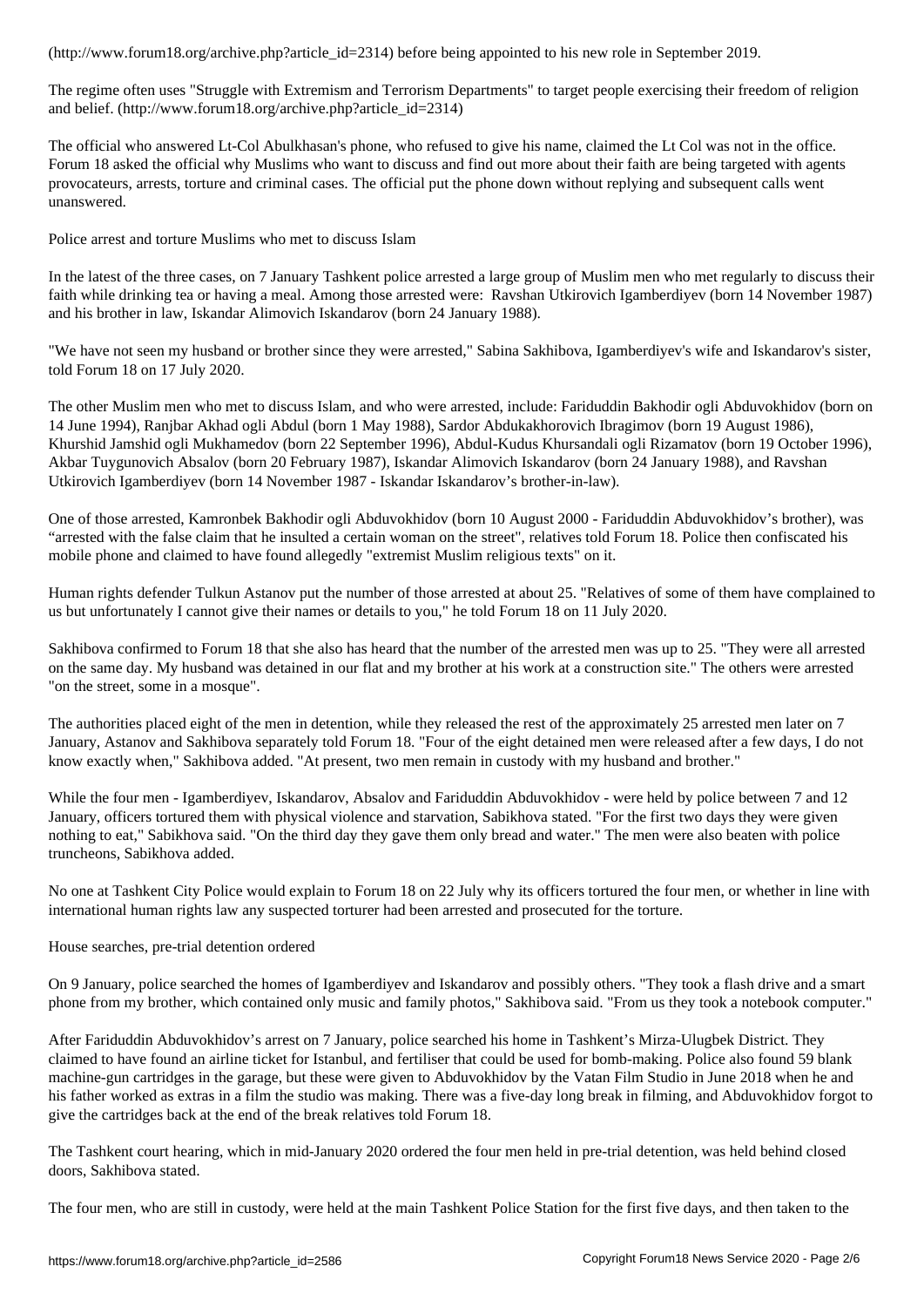(http://www.forum18.org/archive.php?article_id=2314) before being appointed to his new role in September 2019.

The regime often uses "Struggle with Extremism and Terrorism Departments" to target people exercising their freedom of religion and belief. (http://www.forum18.org/archive.php?article_id=2314)

The official who answered Lt-Col Abulkhasan's phone, who refused to give his name, claimed the Lt Col was not in the office. Forum 18 asked the official why Muslims who want to discuss and find out more about their faith are being targeted with agents provocateurs, arrests, torture and criminal cases. The official put the phone down without replying and subsequent calls went unanswered.

## Police arrest and torture Muslims who met to discuss Islam

In the latest of the three cases, on 7 January Tashkent police arrested a large group of Muslim men who met regularly to discuss their faith while drinking tea or having a meal. Among those arrested were: Ravshan Utkirovich Igamberdiyev (born 14 November 1987) and his brother in law, Iskandar Alimovich Iskandarov (born 24 January 1988).

"We have not seen my husband or brother since they were arrested," Sabina Sakhibova, Igamberdiyev's wife and Iskandarov's sister, told Forum 18 on 17 July 2020.

The other Muslim men who met to discuss Islam, and who were arrested, include: Fariduddin Bakhodir ogli Abduvokhidov (born on 14 June 1994), Ranjbar Akhad ogli Abdul (born 1 May 1988), Sardor Abdukakhorovich Ibragimov (born 19 August 1986), Khurshid Jamshid ogli Mukhamedov (born 22 September 1996), Abdul-Kudus Khursandali ogli Rizamatov (born 19 October 1996), Akbar Tuygunovich Absalov (born 20 February 1987), Iskandar Alimovich Iskandarov (born 24 January 1988), and Ravshan Utkirovich Igamberdiyev (born 14 November 1987 - Iskandar Iskandarov's brother-in-law).

One of those arrested, Kamronbek Bakhodir ogli Abduvokhidov (born 10 August 2000 - Fariduddin Abduvokhidov's brother), was "arrested with the false claim that he insulted a certain woman on the street", relatives told Forum 18. Police then confiscated his mobile phone and claimed to have found allegedly "extremist Muslim religious texts" on it.

Human rights defender Tulkun Astanov put the number of those arrested at about 25. "Relatives of some of them have complained to us but unfortunately I cannot give their names or details to you," he told Forum 18 on 11 July 2020.

Sakhibova confirmed to Forum 18 that she also has heard that the number of the arrested men was up to 25. "They were all arrested on the same day. My husband was detained in our flat and my brother at his work at a construction site." The others were arrested "on the street, some in a mosque".

The authorities placed eight of the men in detention, while they released the rest of the approximately 25 arrested men later on 7 January, Astanov and Sakhibova separately told Forum 18. "Four of the eight detained men were released after a few days, I do not know exactly when," Sakhibova added. "At present, two men remain in custody with my husband and brother."

While the four men - Igamberdiyev, Iskandarov, Absalov and Fariduddin Abduvokhidov - were held by police between 7 and 12 January, officers tortured them with physical violence and starvation, Sabikhova stated. "For the first two days they were given nothing to eat," Sabikhova said. "On the third day they gave them only bread and water." The men were also beaten with police truncheons, Sabikhova added.

No one at Tashkent City Police would explain to Forum 18 on 22 July why its officers tortured the four men, or whether in line with international human rights law any suspected torturer had been arrested and prosecuted for the torture.

## House searches, pre-trial detention ordered

On 9 January, police searched the homes of Igamberdiyev and Iskandarov and possibly others. "They took a flash drive and a smart phone from my brother, which contained only music and family photos," Sakhibova said. "From us they took a notebook computer."

After Fariduddin Abduvokhidov's arrest on 7 January, police searched his home in Tashkent's Mirza-Ulugbek District. They claimed to have found an airline ticket for Istanbul, and fertiliser that could be used for bomb-making. Police also found 59 blank machine-gun cartridges in the garage, but these were given to Abduvokhidov by the Vatan Film Studio in June 2018 when he and his father worked as extras in a film the studio was making. There was a five-day long break in filming, and Abduvokhidov forgot to give the cartridges back at the end of the break relatives told Forum 18.

The Tashkent court hearing, which in mid-January 2020 ordered the four men held in pre-trial detention, was held behind closed doors, Sakhibova stated.

The four men, who are still in custody, were held at the main Tashkent Police Station for the first five days, and then taken to the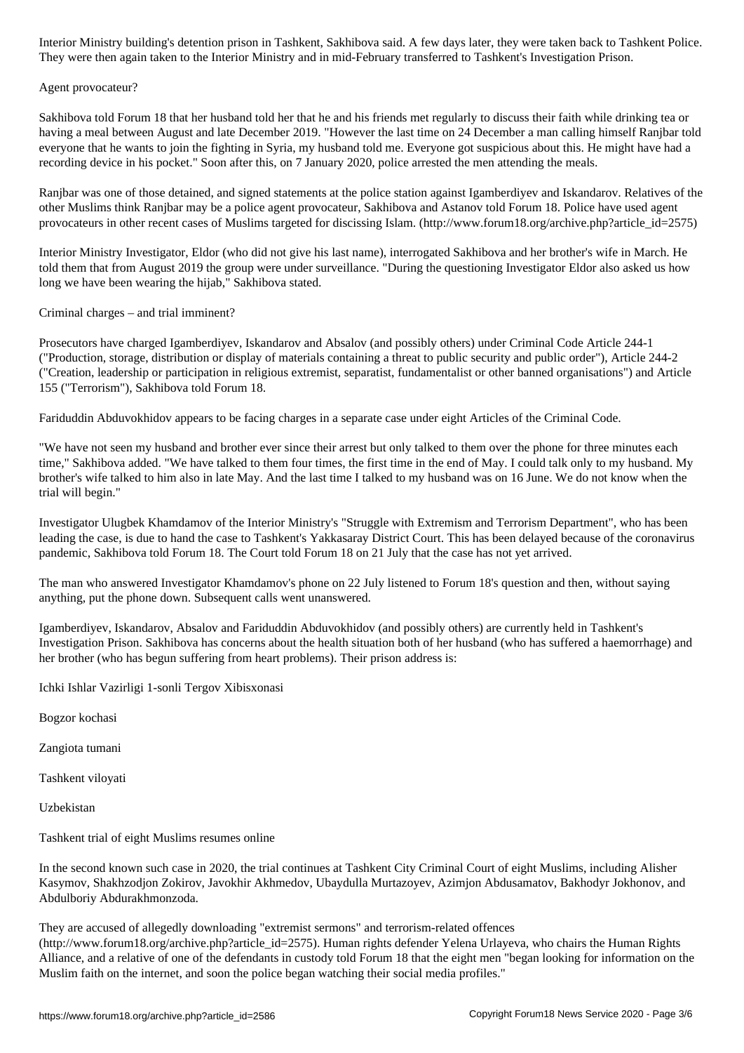Interior Ministry building's detention prison in Tashkent, Sakhibova said. A few days later, they were taken back to Tashkent Police. They were then again taken to the Interior Ministry and in mid-February transferred to Tashkent's Investigation Prison.

## Agent provocateur?

Sakhibova told Forum 18 that her husband told her that he and his friends met regularly to discuss their faith while drinking tea or having a meal between August and late December 2019. "However the last time on 24 December a man calling himself Ranjbar told everyone that he wants to join the fighting in Syria, my husband told me. Everyone got suspicious about this. He might have had a recording device in his pocket." Soon after this, on 7 January 2020, police arrested the men attending the meals.

Ranjbar was one of those detained, and signed statements at the police station against Igamberdiyev and Iskandarov. Relatives of the other Muslims think Ranjbar may be a police agent provocateur, Sakhibova and Astanov told Forum 18. Police have used agent provocateurs in other recent cases of Muslims targeted for discissing Islam. (http://www.forum18.org/archive.php?article_id=2575)

Interior Ministry Investigator, Eldor (who did not give his last name), interrogated Sakhibova and her brother's wife in March. He told them that from August 2019 the group were under surveillance. "During the questioning Investigator Eldor also asked us how long we have been wearing the hijab," Sakhibova stated.

## Criminal charges – and trial imminent?

Prosecutors have charged Igamberdiyev, Iskandarov and Absalov (and possibly others) under Criminal Code Article 244-1 ("Production, storage, distribution or display of materials containing a threat to public security and public order"), Article 244-2 ("Creation, leadership or participation in religious extremist, separatist, fundamentalist or other banned organisations") and Article 155 ("Terrorism"), Sakhibova told Forum 18.

Fariduddin Abduvokhidov appears to be facing charges in a separate case under eight Articles of the Criminal Code.

"We have not seen my husband and brother ever since their arrest but only talked to them over the phone for three minutes each time," Sakhibova added. "We have talked to them four times, the first time in the end of May. I could talk only to my husband. My brother's wife talked to him also in late May. And the last time I talked to my husband was on 16 June. We do not know when the trial will begin."

Investigator Ulugbek Khamdamov of the Interior Ministry's "Struggle with Extremism and Terrorism Department", who has been leading the case, is due to hand the case to Tashkent's Yakkasaray District Court. This has been delayed because of the coronavirus pandemic, Sakhibova told Forum 18. The Court told Forum 18 on 21 July that the case has not yet arrived.

The man who answered Investigator Khamdamov's phone on 22 July listened to Forum 18's question and then, without saying anything, put the phone down. Subsequent calls went unanswered.

Igamberdiyev, Iskandarov, Absalov and Fariduddin Abduvokhidov (and possibly others) are currently held in Tashkent's Investigation Prison. Sakhibova has concerns about the health situation both of her husband (who has suffered a haemorrhage) and her brother (who has begun suffering from heart problems). Their prison address is:

Ichki Ishlar Vazirligi 1-sonli Tergov Xibisxonasi

Bogzor kochasi

Zangiota tumani

Tashkent viloyati

Uzbekistan

## Tashkent trial of eight Muslims resumes online

In the second known such case in 2020, the trial continues at Tashkent City Criminal Court of eight Muslims, including Alisher Kasymov, Shakhzodjon Zokirov, Javokhir Akhmedov, Ubaydulla Murtazoyev, Azimjon Abdusamatov, Bakhodyr Jokhonov, and Abdulboriy Abdurakhmonzoda.

They are accused of allegedly downloading "extremist sermons" and terrorism-related offences (http://www.forum18.org/archive.php?article_id=2575). Human rights defender Yelena Urlayeva, who chairs the Human Rights Alliance, and a relative of one of the defendants in custody told Forum 18 that the eight men "began looking for information on the Muslim faith on the internet, and soon the police began watching their social media profiles."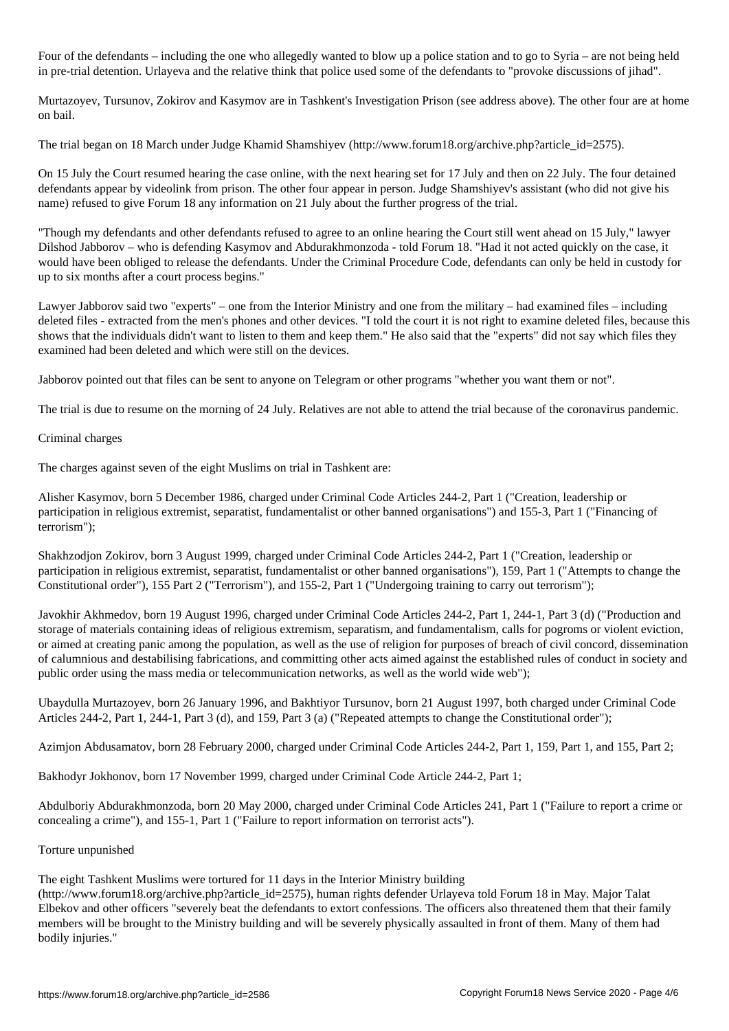Four of the defendants – including the one who allegedly wanted to blow up a police station and to go to Syria – are not being held in pre-trial detention. Urlayeva and the relative think that police used some of the defendants to "provoke discussions of jihad".

Murtazoyev, Tursunov, Zokirov and Kasymov are in Tashkent's Investigation Prison (see address above). The other four are at home on bail.

The trial began on 18 March under Judge Khamid Shamshiyev (http://www.forum18.org/archive.php?article_id=2575).

On 15 July the Court resumed hearing the case online, with the next hearing set for 17 July and then on 22 July. The four detained defendants appear by videolink from prison. The other four appear in person. Judge Shamshiyev's assistant (who did not give his name) refused to give Forum 18 any information on 21 July about the further progress of the trial.

"Though my defendants and other defendants refused to agree to an online hearing the Court still went ahead on 15 July," lawyer Dilshod Jabborov – who is defending Kasymov and Abdurakhmonzoda - told Forum 18. "Had it not acted quickly on the case, it would have been obliged to release the defendants. Under the Criminal Procedure Code, defendants can only be held in custody for up to six months after a court process begins."

Lawyer Jabborov said two "experts" – one from the Interior Ministry and one from the military – had examined files – including deleted files - extracted from the men's phones and other devices. "I told the court it is not right to examine deleted files, because this shows that the individuals didn't want to listen to them and keep them." He also said that the "experts" did not say which files they examined had been deleted and which were still on the devices.

Jabborov pointed out that files can be sent to anyone on Telegram or other programs "whether you want them or not".

The trial is due to resume on the morning of 24 July. Relatives are not able to attend the trial because of the coronavirus pandemic.

## Criminal charges

The charges against seven of the eight Muslims on trial in Tashkent are:

Alisher Kasymov, born 5 December 1986, charged under Criminal Code Articles 244-2, Part 1 ("Creation, leadership or participation in religious extremist, separatist, fundamentalist or other banned organisations") and 155-3, Part 1 ("Financing of terrorism");

Shakhzodjon Zokirov, born 3 August 1999, charged under Criminal Code Articles 244-2, Part 1 ("Creation, leadership or participation in religious extremist, separatist, fundamentalist or other banned organisations"), 159, Part 1 ("Attempts to change the Constitutional order"), 155 Part 2 ("Terrorism"), and 155-2, Part 1 ("Undergoing training to carry out terrorism");

Javokhir Akhmedov, born 19 August 1996, charged under Criminal Code Articles 244-2, Part 1, 244-1, Part 3 (d) ("Production and storage of materials containing ideas of religious extremism, separatism, and fundamentalism, calls for pogroms or violent eviction, or aimed at creating panic among the population, as well as the use of religion for purposes of breach of civil concord, dissemination of calumnious and destabilising fabrications, and committing other acts aimed against the established rules of conduct in society and public order using the mass media or telecommunication networks, as well as the world wide web");

Ubaydulla Murtazoyev, born 26 January 1996, and Bakhtiyor Tursunov, born 21 August 1997, both charged under Criminal Code Articles 244-2, Part 1, 244-1, Part 3 (d), and 159, Part 3 (a) ("Repeated attempts to change the Constitutional order");

Azimjon Abdusamatov, born 28 February 2000, charged under Criminal Code Articles 244-2, Part 1, 159, Part 1, and 155, Part 2;

Bakhodyr Jokhonov, born 17 November 1999, charged under Criminal Code Article 244-2, Part 1;

Abdulboriy Abdurakhmonzoda, born 20 May 2000, charged under Criminal Code Articles 241, Part 1 ("Failure to report a crime or concealing a crime"), and 155-1, Part 1 ("Failure to report information on terrorist acts").

## Torture unpunished

The eight Tashkent Muslims were tortured for 11 days in the Interior Ministry building (http://www.forum18.org/archive.php?article_id=2575), human rights defender Urlayeva told Forum 18 in May. Major Talat Elbekov and other officers "severely beat the defendants to extort confessions. The officers also threatened them that their family members will be brought to the Ministry building and will be severely physically assaulted in front of them. Many of them had bodily injuries."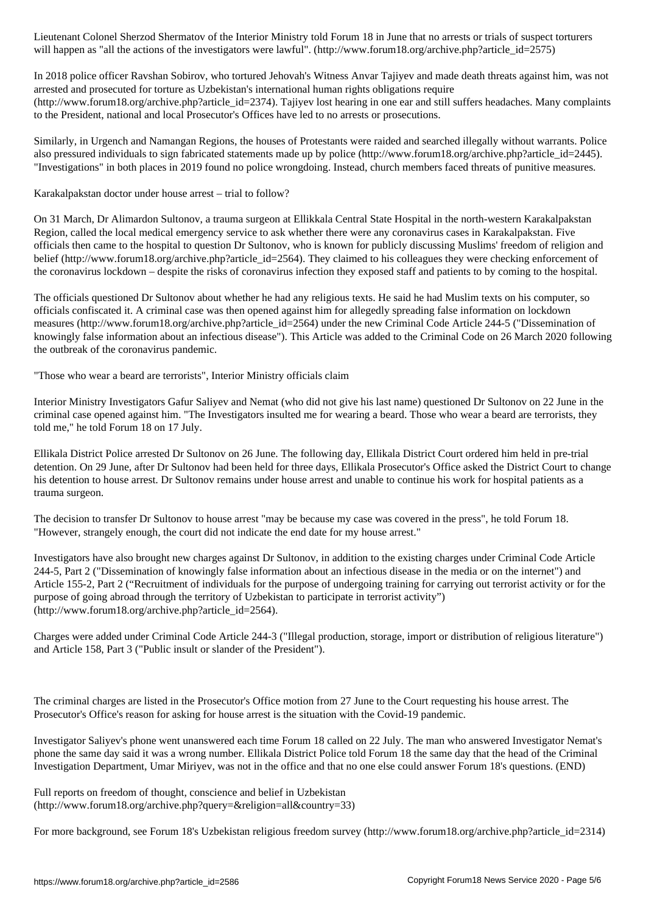Lieutenant Colonel Sherzod Shermatov of the Interior Ministry told Forum 18 in June that no arrests or trials of suspect torturers will happen as "all the actions of the investigators were lawful". (http://www.forum18.org/archive.php?article_id=2575)

In 2018 police officer Ravshan Sobirov, who tortured Jehovah's Witness Anvar Tajiyev and made death threats against him, was not arrested and prosecuted for torture as Uzbekistan's international human rights obligations require (http://www.forum18.org/archive.php?article_id=2374). Tajiyev lost hearing in one ear and still suffers headaches. Many complaints to the President, national and local Prosecutor's Offices have led to no arrests or prosecutions.

Similarly, in Urgench and Namangan Regions, the houses of Protestants were raided and searched illegally without warrants. Police also pressured individuals to sign fabricated statements made up by police (http://www.forum18.org/archive.php?article_id=2445). "Investigations" in both places in 2019 found no police wrongdoing. Instead, church members faced threats of punitive measures.

## Karakalpakstan doctor under house arrest – trial to follow?

On 31 March, Dr Alimardon Sultonov, a trauma surgeon at Ellikkala Central State Hospital in the north-western Karakalpakstan Region, called the local medical emergency service to ask whether there were any coronavirus cases in Karakalpakstan. Five officials then came to the hospital to question Dr Sultonov, who is known for publicly discussing Muslims' freedom of religion and belief (http://www.forum18.org/archive.php?article_id=2564). They claimed to his colleagues they were checking enforcement of the coronavirus lockdown – despite the risks of coronavirus infection they exposed staff and patients to by coming to the hospital.

The officials questioned Dr Sultonov about whether he had any religious texts. He said he had Muslim texts on his computer, so officials confiscated it. A criminal case was then opened against him for allegedly spreading false information on lockdown measures (http://www.forum18.org/archive.php?article_id=2564) under the new Criminal Code Article 244-5 ("Dissemination of knowingly false information about an infectious disease"). This Article was added to the Criminal Code on 26 March 2020 following the outbreak of the coronavirus pandemic.

## "Those who wear a beard are terrorists", Interior Ministry officials claim

Interior Ministry Investigators Gafur Saliyev and Nemat (who did not give his last name) questioned Dr Sultonov on 22 June in the criminal case opened against him. "The Investigators insulted me for wearing a beard. Those who wear a beard are terrorists, they told me," he told Forum 18 on 17 July.

Ellikala District Police arrested Dr Sultonov on 26 June. The following day, Ellikala District Court ordered him held in pre-trial detention. On 29 June, after Dr Sultonov had been held for three days, Ellikala Prosecutor's Office asked the District Court to change his detention to house arrest. Dr Sultonov remains under house arrest and unable to continue his work for hospital patients as a trauma surgeon.

The decision to transfer Dr Sultonov to house arrest "may be because my case was covered in the press", he told Forum 18. "However, strangely enough, the court did not indicate the end date for my house arrest."

Investigators have also brought new charges against Dr Sultonov, in addition to the existing charges under Criminal Code Article 244-5, Part 2 ("Dissemination of knowingly false information about an infectious disease in the media or on the internet") and Article 155-2, Part 2 ("Recruitment of individuals for the purpose of undergoing training for carrying out terrorist activity or for the purpose of going abroad through the territory of Uzbekistan to participate in terrorist activity") (http://www.forum18.org/archive.php?article_id=2564).

Charges were added under Criminal Code Article 244-3 ("Illegal production, storage, import or distribution of religious literature") and Article 158, Part 3 ("Public insult or slander of the President").

The criminal charges are listed in the Prosecutor's Office motion from 27 June to the Court requesting his house arrest. The Prosecutor's Office's reason for asking for house arrest is the situation with the Covid-19 pandemic.

Investigator Saliyev's phone went unanswered each time Forum 18 called on 22 July. The man who answered Investigator Nemat's phone the same day said it was a wrong number. Ellikala District Police told Forum 18 the same day that the head of the Criminal Investigation Department, Umar Miriyev, was not in the office and that no one else could answer Forum 18's questions. (END)

Full reports on freedom of thought, conscience and belief in Uzbekistan (http://www.forum18.org/archive.php?query=&religion=all&country=33)

For more background, see Forum 18's Uzbekistan religious freedom survey (http://www.forum18.org/archive.php?article_id=2314)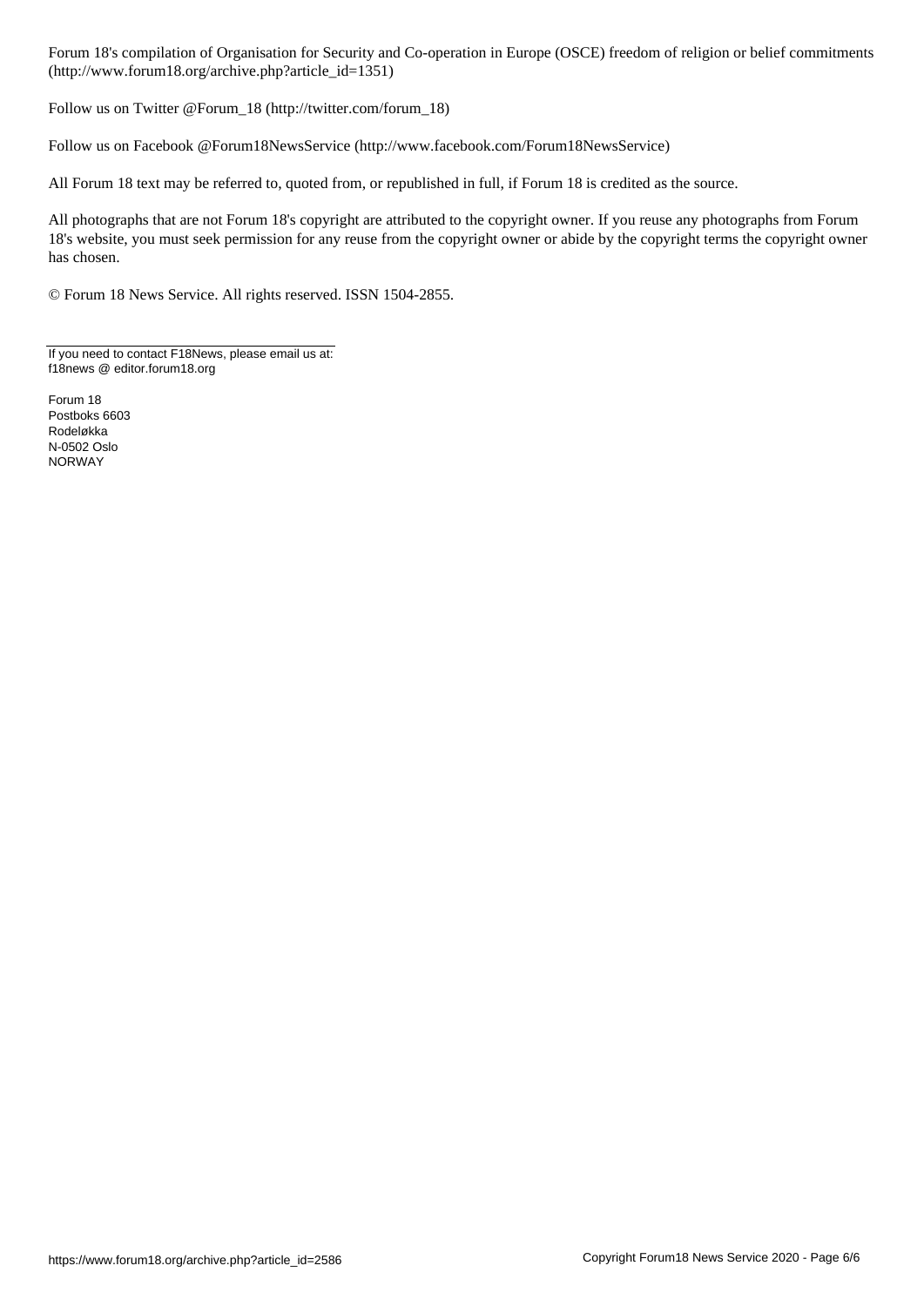Forum 18's compilation of Organisation for Security and Co-operation in Europe (OSCE) freedom of religion or belief commitments (http://www.forum18.org/archive.php?article_id=1351)

Follow us on Twitter @Forum_18 (http://twitter.com/forum_18)

Follow us on Facebook @Forum18NewsService (http://www.facebook.com/Forum18NewsService)

All Forum 18 text may be referred to, quoted from, or republished in full, if Forum 18 is credited as the source.

All photographs that are not Forum 18's copyright are attributed to the copyright owner. If you reuse any photographs from Forum 18's website, you must seek permission for any reuse from the copyright owner or abide by the copyright terms the copyright owner has chosen.

© Forum 18 News Service. All rights reserved. ISSN 1504-2855.

---

If you need to contact F18News, please email us at:
f18news @ editor.forum18.org

Forum 18
Postboks 6603
Rodeløkka
N-0502 Oslo
NORWAY